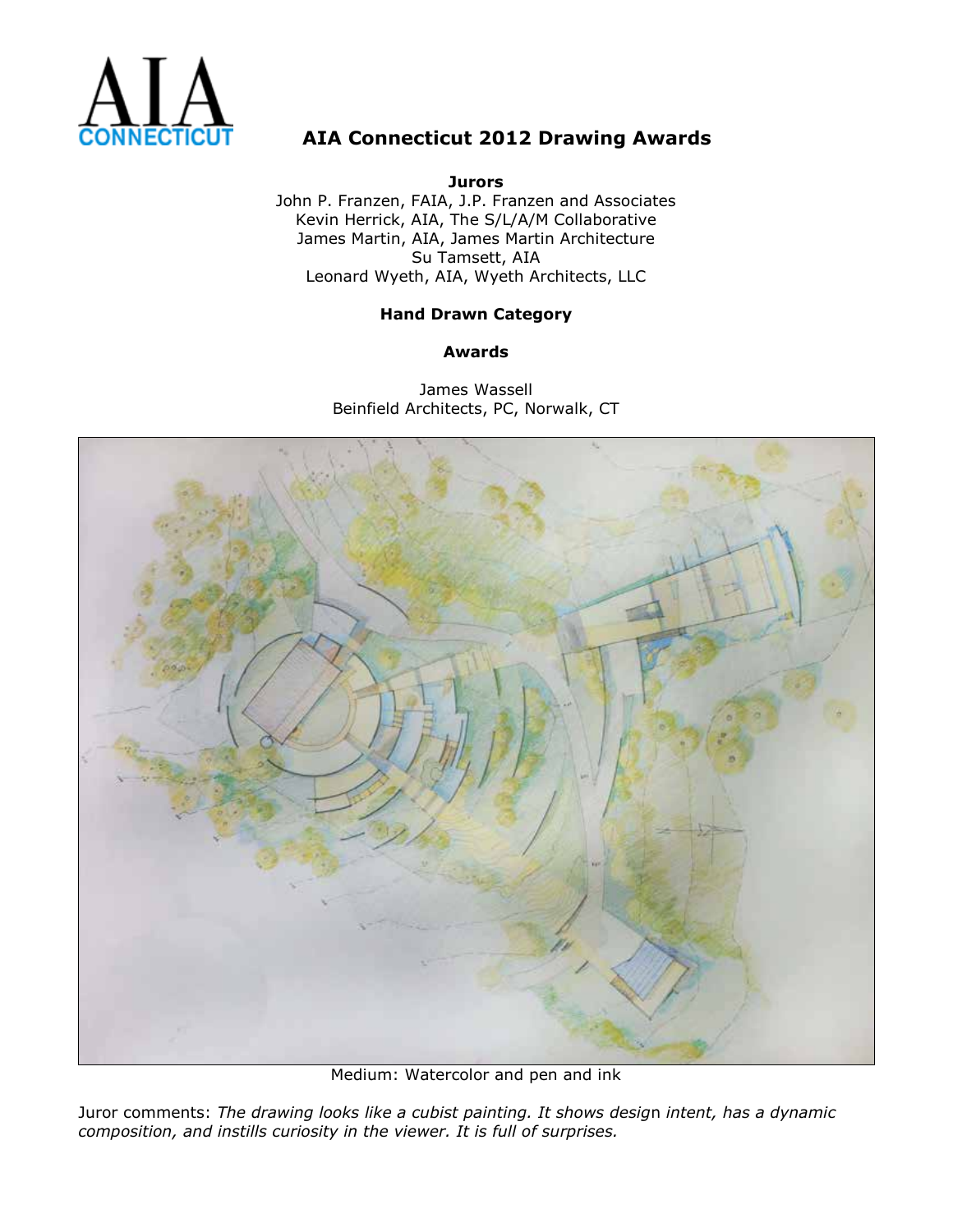AIA CONNECTICUT

# AIA Connecticut 2012 Drawing Awards

**Jurors**

John P. Franzen, FAIA, J.P. Franzen and Associates
Kevin Herrick, AIA, The S/L/A/M Collaborative
James Martin, AIA, James Martin Architecture
Su Tamsett, AIA
Leonard Wyeth, AIA, Wyeth Architects, LLC

## Hand Drawn Category

### Awards

James Wassell
Beinfield Architects, PC, Norwalk, CT

Medium: Watercolor and pen and ink

Juror comments: *The drawing looks like a cubist painting. It shows design intent, has a dynamic composition, and instills curiosity in the viewer. It is full of surprises.*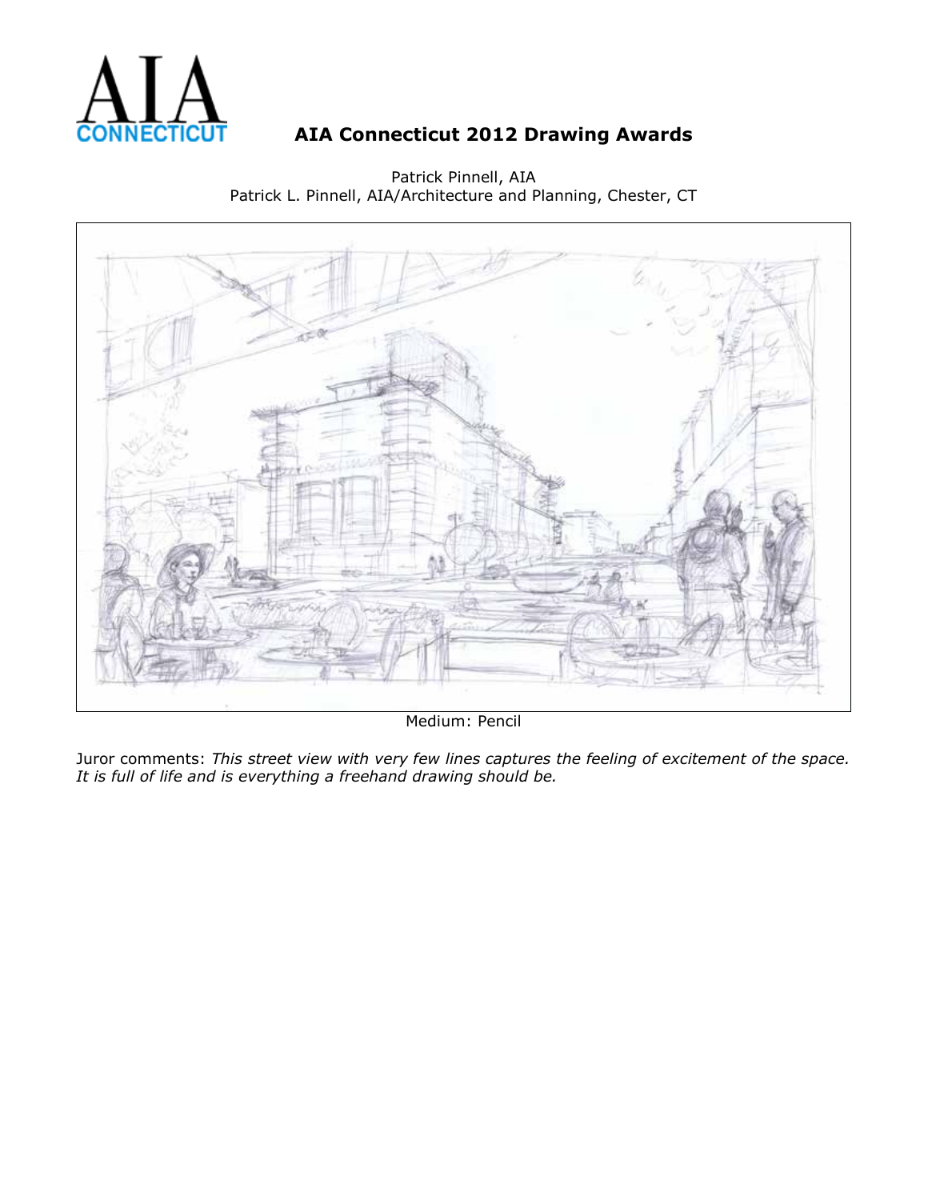AIA CONNECTICUT

# AIA Connecticut 2012 Drawing Awards

Patrick Pinnell, AIA
Patrick L. Pinnell, AIA/Architecture and Planning, Chester, CT

Medium: Pencil

Juror comments: *This street view with very few lines captures the feeling of excitement of the space. It is full of life and is everything a freehand drawing should be.*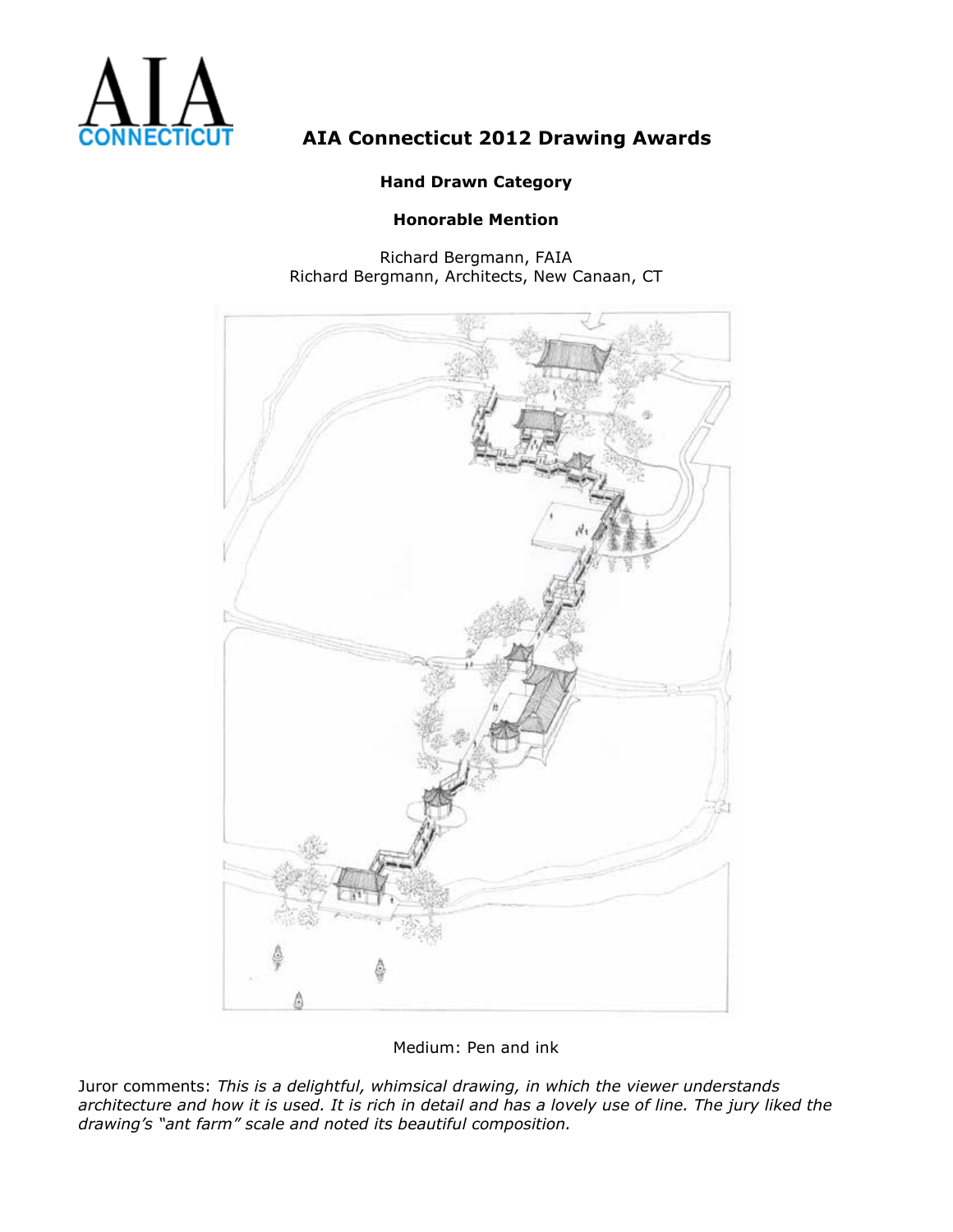# AIA Connecticut 2012 Drawing Awards

**Hand Drawn Category**

**Honorable Mention**

Richard Bergmann, FAIA
Richard Bergmann, Architects, New Canaan, CT

Medium: Pen and ink

Juror comments: *This is a delightful, whimsical drawing, in which the viewer understands architecture and how it is used. It is rich in detail and has a lovely use of line. The jury liked the drawing's "ant farm" scale and noted its beautiful composition.*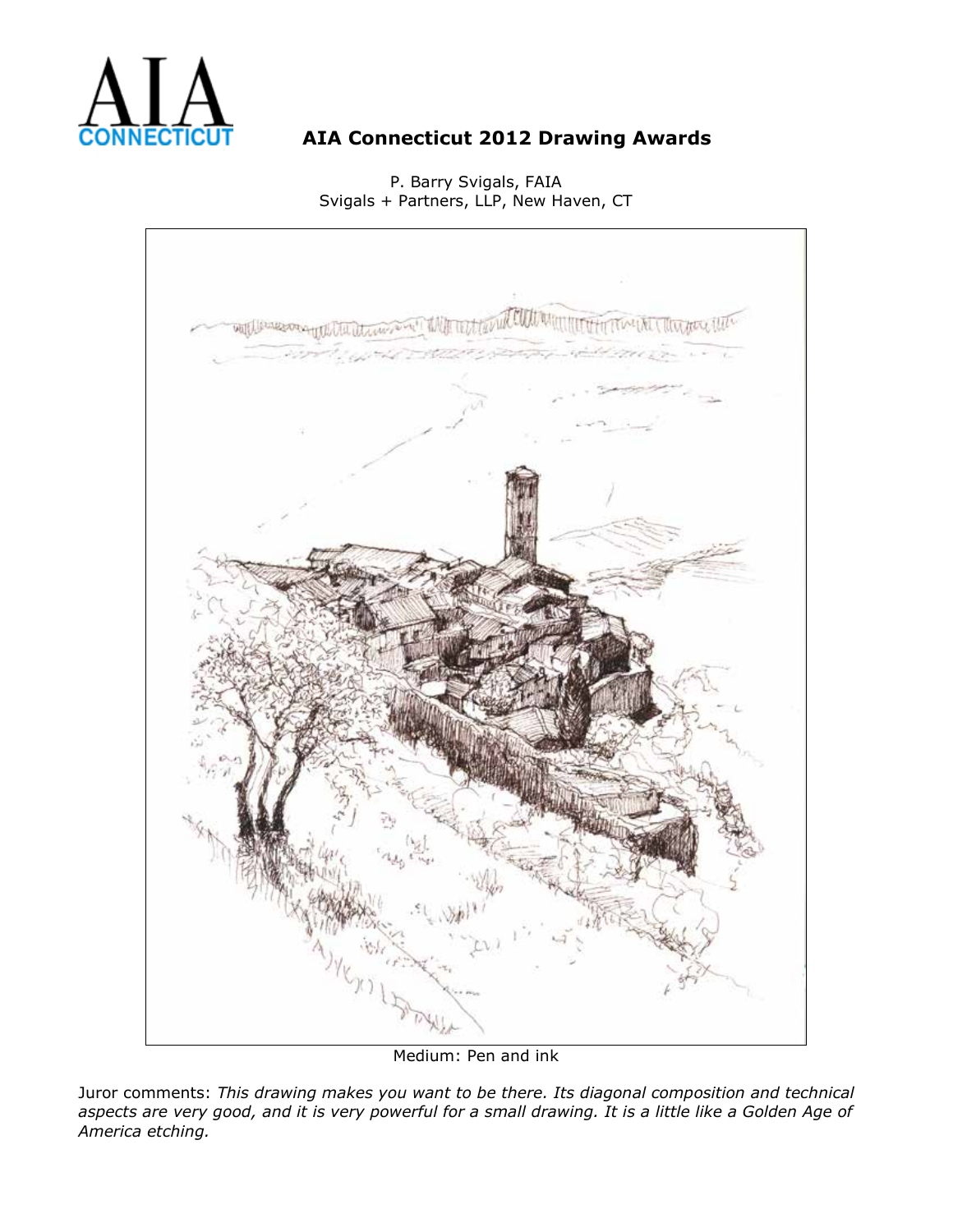AIA CONNECTICUT

# AIA Connecticut 2012 Drawing Awards

P. Barry Svigals, FAIA
Svigals + Partners, LLP, New Haven, CT

Medium: Pen and ink

Juror comments: *This drawing makes you want to be there. Its diagonal composition and technical aspects are very good, and it is very powerful for a small drawing. It is a little like a Golden Age of America etching.*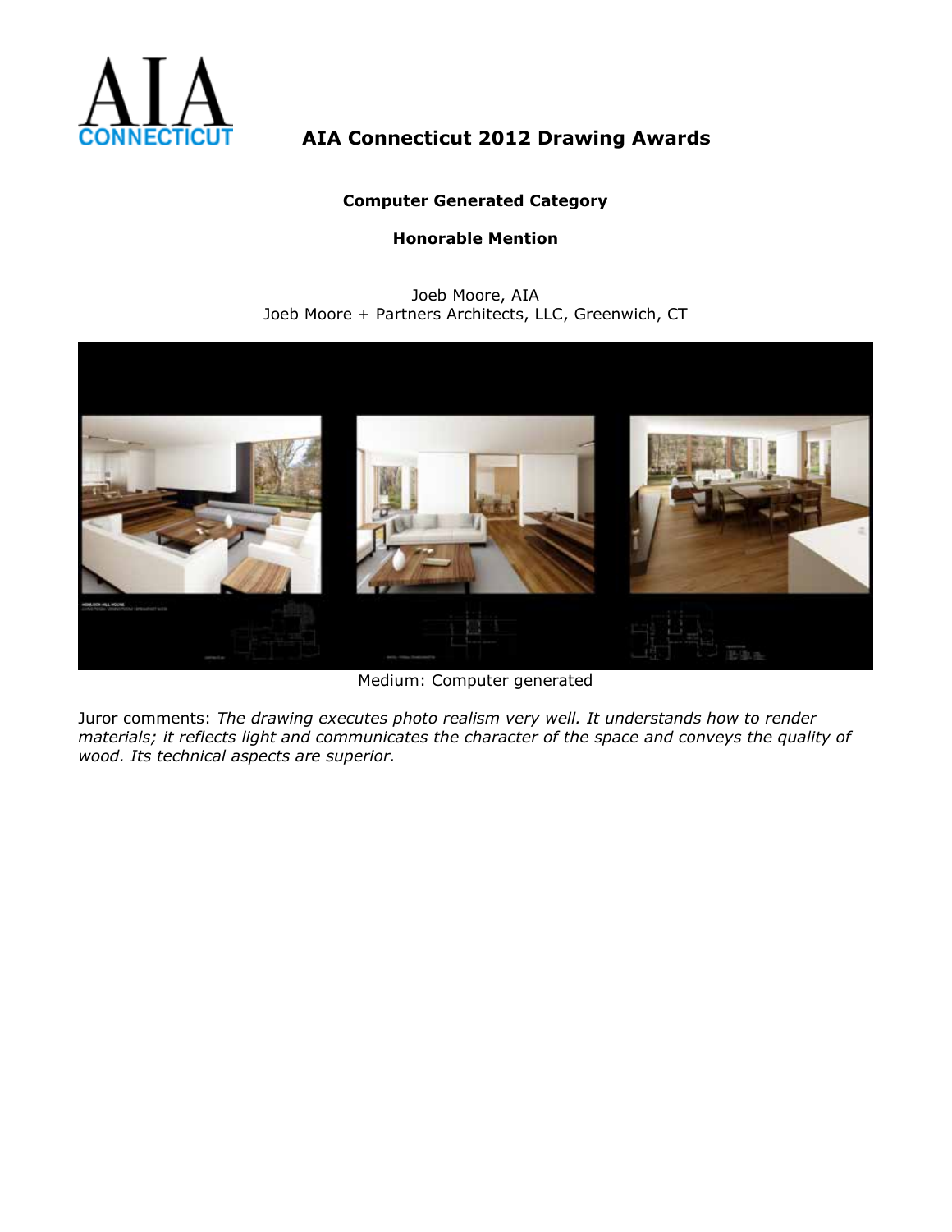# AIA Connecticut 2012 Drawing Awards

**Computer Generated Category**

**Honorable Mention**

Joeb Moore, AIA
Joeb Moore + Partners Architects, LLC, Greenwich, CT

Medium: Computer generated

Juror comments: *The drawing executes photo realism very well. It understands how to render materials; it reflects light and communicates the character of the space and conveys the quality of wood. Its technical aspects are superior.*